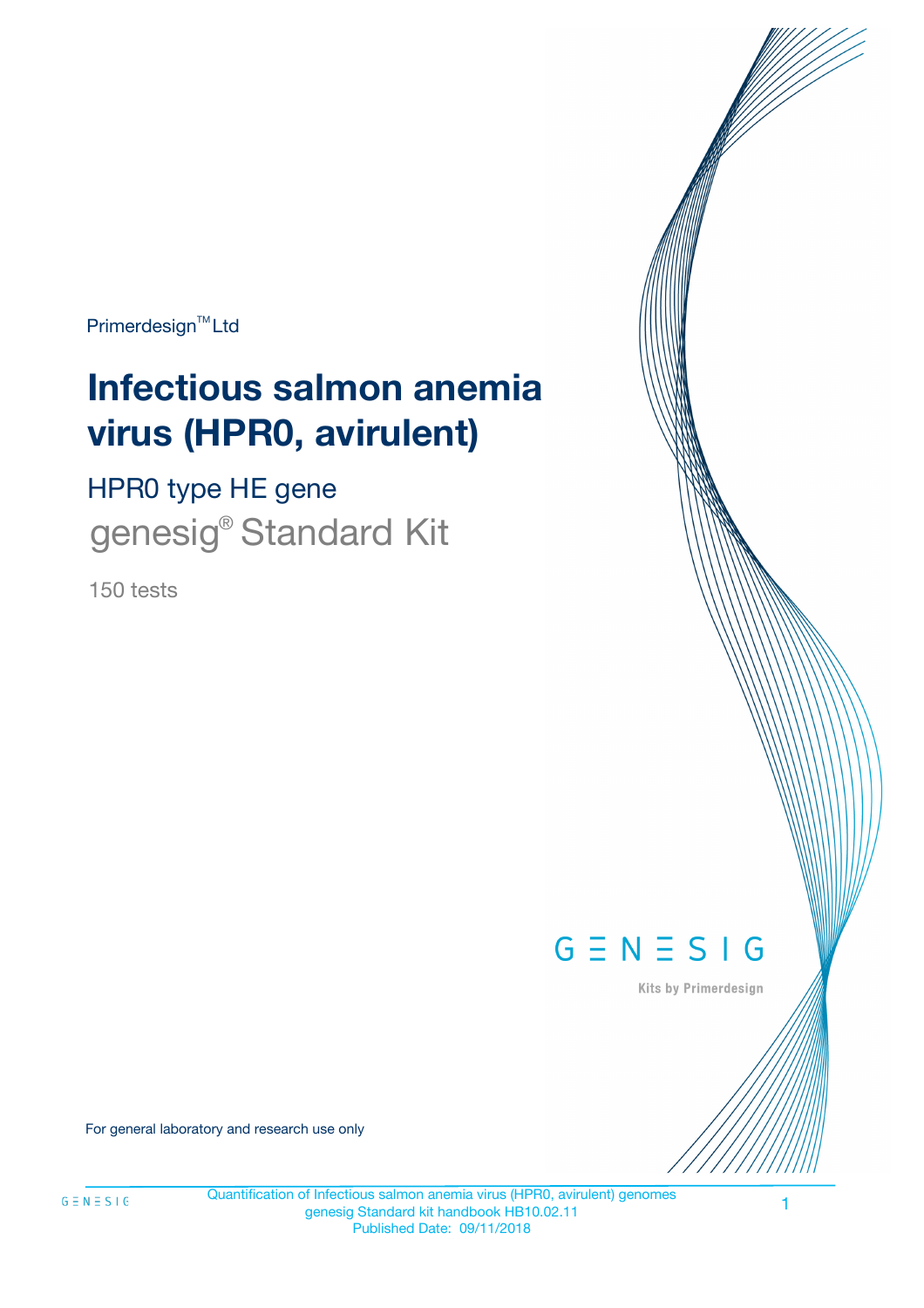Primerdesign™ Ltd

# Infectious salmon anemia virus (HPR0, avirulent)

## HPR0 type HE gene

## genesig® Standard Kit

150 tests

GENESIG

Kits by Primerdesign

For general laboratory and research use only

Quantification of Infectious salmon anemia virus (HPR0, avirulent) genomes
genesig Standard kit handbook HB10.02.11
Published Date: 09/11/2018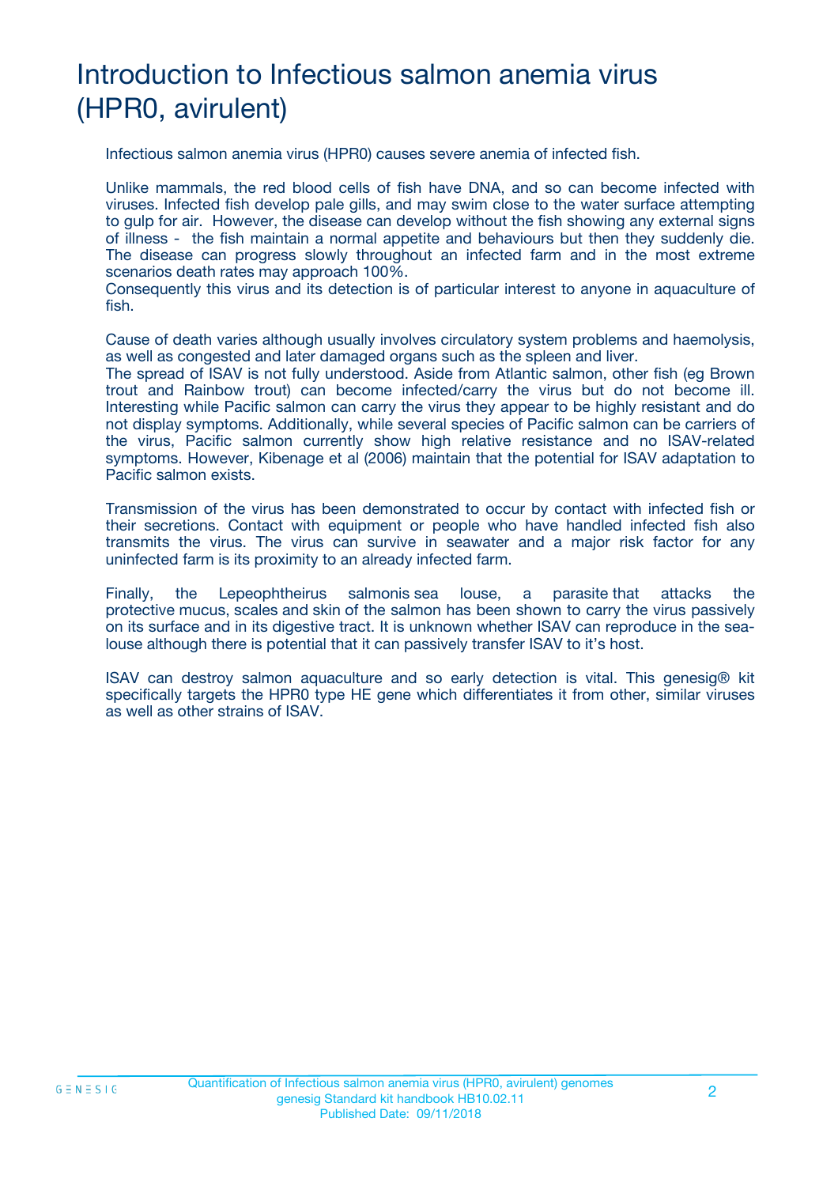# Introduction to Infectious salmon anemia virus (HPR0, avirulent)

Infectious salmon anemia virus (HPR0) causes severe anemia of infected fish.

Unlike mammals, the red blood cells of fish have DNA, and so can become infected with viruses. Infected fish develop pale gills, and may swim close to the water surface attempting to gulp for air. However, the disease can develop without the fish showing any external signs of illness - the fish maintain a normal appetite and behaviours but then they suddenly die. The disease can progress slowly throughout an infected farm and in the most extreme scenarios death rates may approach 100%.
Consequently this virus and its detection is of particular interest to anyone in aquaculture of fish.

Cause of death varies although usually involves circulatory system problems and haemolysis, as well as congested and later damaged organs such as the spleen and liver.
The spread of ISAV is not fully understood. Aside from Atlantic salmon, other fish (eg Brown trout and Rainbow trout) can become infected/carry the virus but do not become ill. Interesting while Pacific salmon can carry the virus they appear to be highly resistant and do not display symptoms. Additionally, while several species of Pacific salmon can be carriers of the virus, Pacific salmon currently show high relative resistance and no ISAV-related symptoms. However, Kibenage et al (2006) maintain that the potential for ISAV adaptation to Pacific salmon exists.

Transmission of the virus has been demonstrated to occur by contact with infected fish or their secretions. Contact with equipment or people who have handled infected fish also transmits the virus. The virus can survive in seawater and a major risk factor for any uninfected farm is its proximity to an already infected farm.

Finally, the Lepeophtheirus salmonis sea louse, a parasite that attacks the protective mucus, scales and skin of the salmon has been shown to carry the virus passively on its surface and in its digestive tract. It is unknown whether ISAV can reproduce in the sea-louse although there is potential that it can passively transfer ISAV to it's host.

ISAV can destroy salmon aquaculture and so early detection is vital. This genesig® kit specifically targets the HPR0 type HE gene which differentiates it from other, similar viruses as well as other strains of ISAV.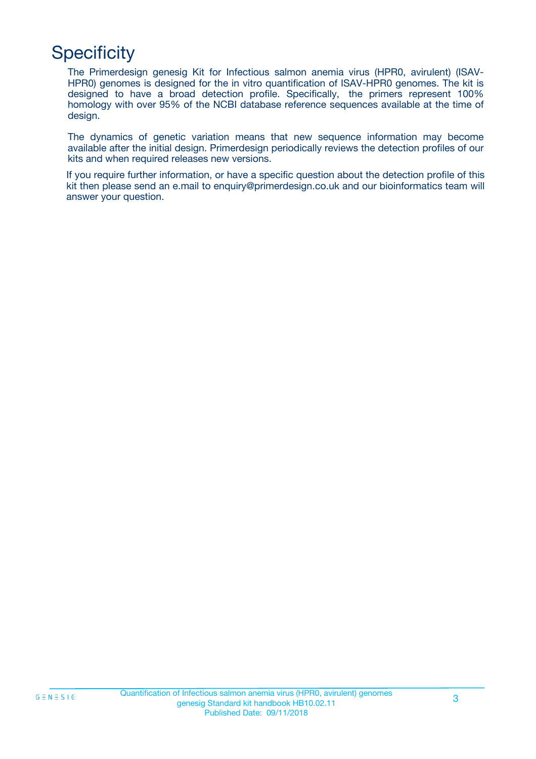# Specificity

The Primerdesign genesig Kit for Infectious salmon anemia virus (HPR0, avirulent) (ISAV-HPR0) genomes is designed for the in vitro quantification of ISAV-HPR0 genomes. The kit is designed to have a broad detection profile. Specifically, the primers represent 100% homology with over 95% of the NCBI database reference sequences available at the time of design.

The dynamics of genetic variation means that new sequence information may become available after the initial design. Primerdesign periodically reviews the detection profiles of our kits and when required releases new versions.

If you require further information, or have a specific question about the detection profile of this kit then please send an e.mail to enquiry@primerdesign.co.uk and our bioinformatics team will answer your question.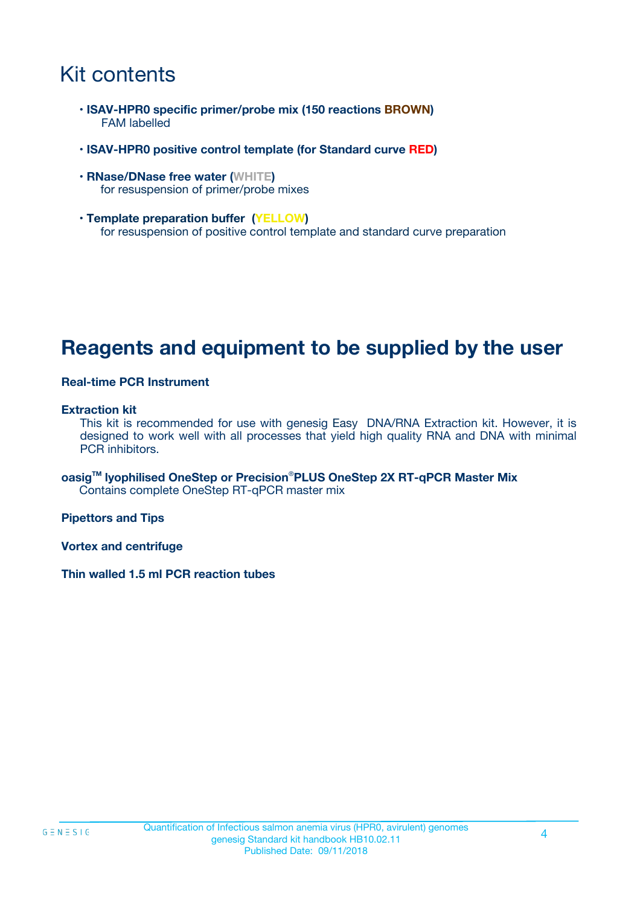# Kit contents

- **ISAV-HPR0 specific primer/probe mix (150 reactions BROWN)**
  FAM labelled
- **ISAV-HPR0 positive control template (for Standard curve RED)**
- **RNase/DNase free water (WHITE)**
  for resuspension of primer/probe mixes
- **Template preparation buffer (YELLOW)**
  for resuspension of positive control template and standard curve preparation

# Reagents and equipment to be supplied by the user

**Real-time PCR Instrument**

**Extraction kit**
This kit is recommended for use with genesig Easy DNA/RNA Extraction kit. However, it is designed to work well with all processes that yield high quality RNA and DNA with minimal PCR inhibitors.

**oasig™ lyophilised OneStep or Precision®PLUS OneStep 2X RT-qPCR Master Mix**
Contains complete OneStep RT-qPCR master mix

**Pipettors and Tips**

**Vortex and centrifuge**

**Thin walled 1.5 ml PCR reaction tubes**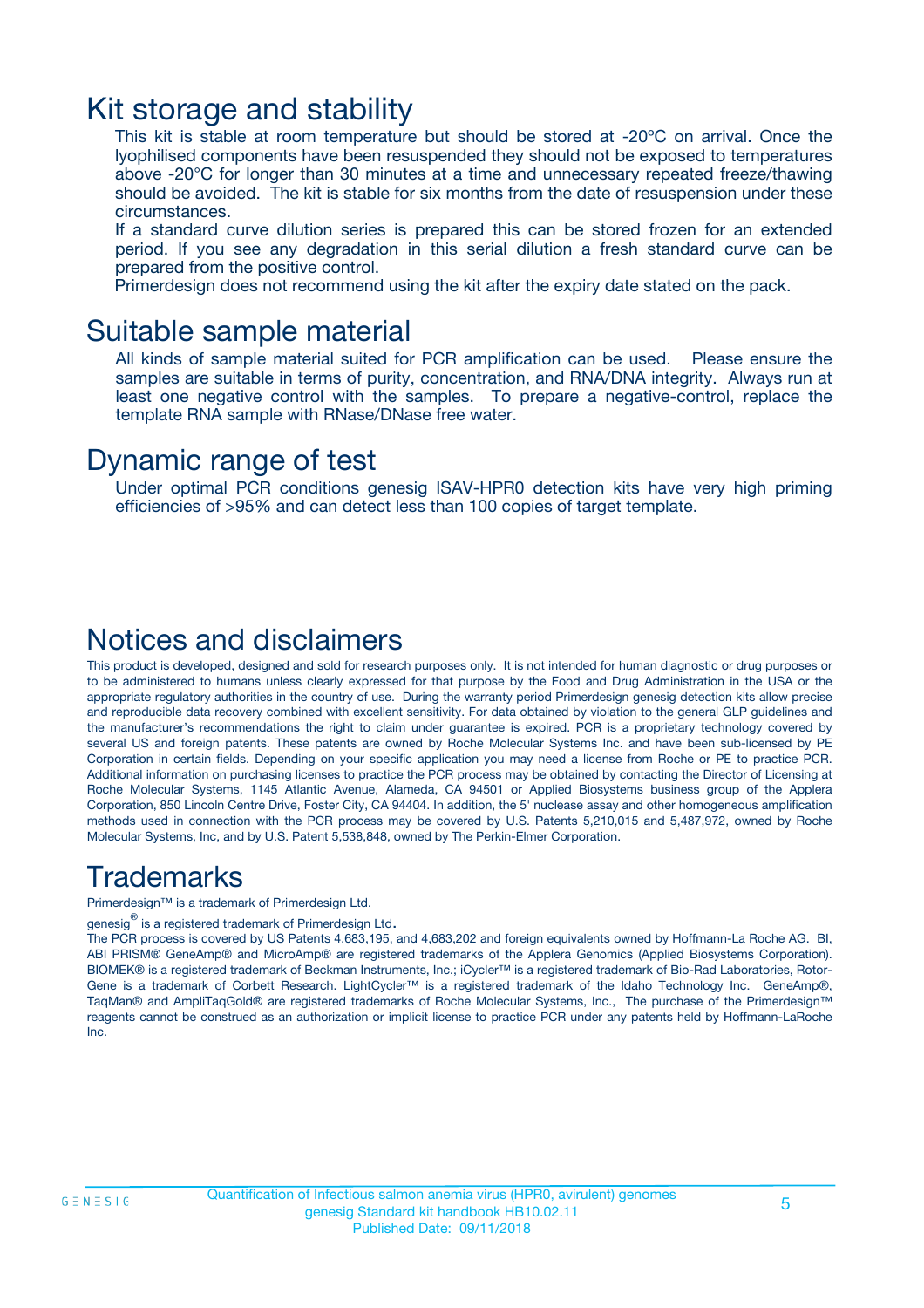# Kit storage and stability

This kit is stable at room temperature but should be stored at -20ºC on arrival. Once the lyophilised components have been resuspended they should not be exposed to temperatures above -20°C for longer than 30 minutes at a time and unnecessary repeated freeze/thawing should be avoided. The kit is stable for six months from the date of resuspension under these circumstances.

If a standard curve dilution series is prepared this can be stored frozen for an extended period. If you see any degradation in this serial dilution a fresh standard curve can be prepared from the positive control.

Primerdesign does not recommend using the kit after the expiry date stated on the pack.

# Suitable sample material

All kinds of sample material suited for PCR amplification can be used. Please ensure the samples are suitable in terms of purity, concentration, and RNA/DNA integrity. Always run at least one negative control with the samples. To prepare a negative-control, replace the template RNA sample with RNase/DNase free water.

# Dynamic range of test

Under optimal PCR conditions genesig ISAV-HPR0 detection kits have very high priming efficiencies of >95% and can detect less than 100 copies of target template.

# Notices and disclaimers

This product is developed, designed and sold for research purposes only. It is not intended for human diagnostic or drug purposes or to be administered to humans unless clearly expressed for that purpose by the Food and Drug Administration in the USA or the appropriate regulatory authorities in the country of use. During the warranty period Primerdesign genesig detection kits allow precise and reproducible data recovery combined with excellent sensitivity. For data obtained by violation to the general GLP guidelines and the manufacturer's recommendations the right to claim under guarantee is expired. PCR is a proprietary technology covered by several US and foreign patents. These patents are owned by Roche Molecular Systems Inc. and have been sub-licensed by PE Corporation in certain fields. Depending on your specific application you may need a license from Roche or PE to practice PCR. Additional information on purchasing licenses to practice the PCR process may be obtained by contacting the Director of Licensing at Roche Molecular Systems, 1145 Atlantic Avenue, Alameda, CA 94501 or Applied Biosystems business group of the Applera Corporation, 850 Lincoln Centre Drive, Foster City, CA 94404. In addition, the 5' nuclease assay and other homogeneous amplification methods used in connection with the PCR process may be covered by U.S. Patents 5,210,015 and 5,487,972, owned by Roche Molecular Systems, Inc, and by U.S. Patent 5,538,848, owned by The Perkin-Elmer Corporation.

# Trademarks

Primerdesign™ is a trademark of Primerdesign Ltd.

genesig® is a registered trademark of Primerdesign Ltd.

The PCR process is covered by US Patents 4,683,195, and 4,683,202 and foreign equivalents owned by Hoffmann-La Roche AG. BI, ABI PRISM® GeneAmp® and MicroAmp® are registered trademarks of the Applera Genomics (Applied Biosystems Corporation). BIOMEK® is a registered trademark of Beckman Instruments, Inc.; iCycler™ is a registered trademark of Bio-Rad Laboratories, Rotor-Gene is a trademark of Corbett Research. LightCycler™ is a registered trademark of the Idaho Technology Inc. GeneAmp®, TaqMan® and AmpliTaqGold® are registered trademarks of Roche Molecular Systems, Inc., The purchase of the Primerdesign™ reagents cannot be construed as an authorization or implicit license to practice PCR under any patents held by Hoffmann-LaRoche Inc.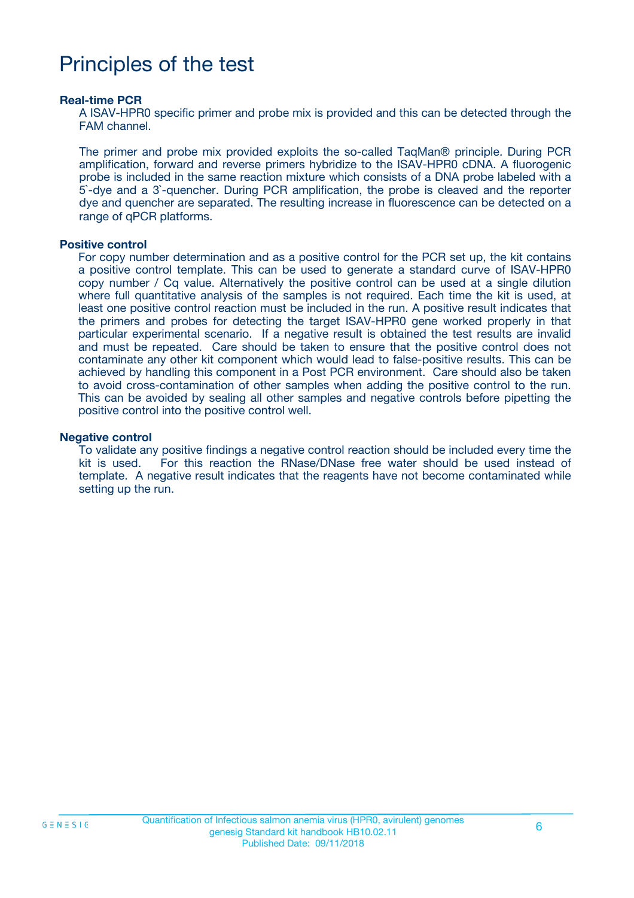# Principles of the test

**Real-time PCR**

A ISAV-HPR0 specific primer and probe mix is provided and this can be detected through the FAM channel.

The primer and probe mix provided exploits the so-called TaqMan® principle. During PCR amplification, forward and reverse primers hybridize to the ISAV-HPR0 cDNA. A fluorogenic probe is included in the same reaction mixture which consists of a DNA probe labeled with a 5`-dye and a 3`-quencher. During PCR amplification, the probe is cleaved and the reporter dye and quencher are separated. The resulting increase in fluorescence can be detected on a range of qPCR platforms.

**Positive control**

For copy number determination and as a positive control for the PCR set up, the kit contains a positive control template. This can be used to generate a standard curve of ISAV-HPR0 copy number / Cq value. Alternatively the positive control can be used at a single dilution where full quantitative analysis of the samples is not required. Each time the kit is used, at least one positive control reaction must be included in the run. A positive result indicates that the primers and probes for detecting the target ISAV-HPR0 gene worked properly in that particular experimental scenario. If a negative result is obtained the test results are invalid and must be repeated. Care should be taken to ensure that the positive control does not contaminate any other kit component which would lead to false-positive results. This can be achieved by handling this component in a Post PCR environment. Care should also be taken to avoid cross-contamination of other samples when adding the positive control to the run. This can be avoided by sealing all other samples and negative controls before pipetting the positive control into the positive control well.

**Negative control**

To validate any positive findings a negative control reaction should be included every time the kit is used. For this reaction the RNase/DNase free water should be used instead of template. A negative result indicates that the reagents have not become contaminated while setting up the run.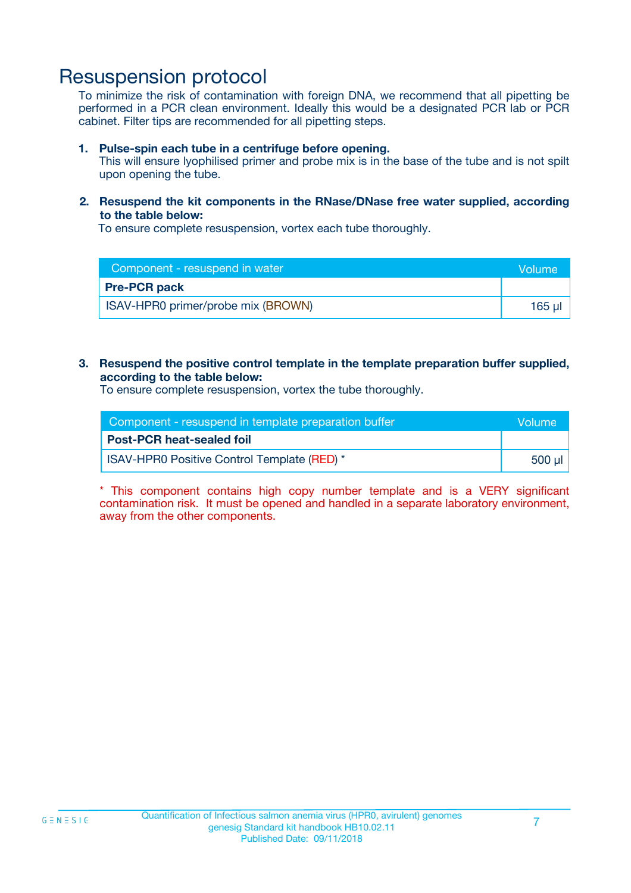# Resuspension protocol

To minimize the risk of contamination with foreign DNA, we recommend that all pipetting be performed in a PCR clean environment. Ideally this would be a designated PCR lab or PCR cabinet. Filter tips are recommended for all pipetting steps.

1. **Pulse-spin each tube in a centrifuge before opening.**
   This will ensure lyophilised primer and probe mix is in the base of the tube and is not spilt upon opening the tube.

2. **Resuspend the kit components in the RNase/DNase free water supplied, according to the table below:**
   To ensure complete resuspension, vortex each tube thoroughly.

| Component - resuspend in water | Volume |
|---|---|
| **Pre-PCR pack** | |
| ISAV-HPR0 primer/probe mix (BROWN) | 165 µl |

3. **Resuspend the positive control template in the template preparation buffer supplied, according to the table below:**
   To ensure complete resuspension, vortex the tube thoroughly.

| Component - resuspend in template preparation buffer | Volume |
|---|---|
| **Post-PCR heat-sealed foil** | |
| ISAV-HPR0 Positive Control Template (RED) * | 500 µl |

\* This component contains high copy number template and is a VERY significant contamination risk. It must be opened and handled in a separate laboratory environment, away from the other components.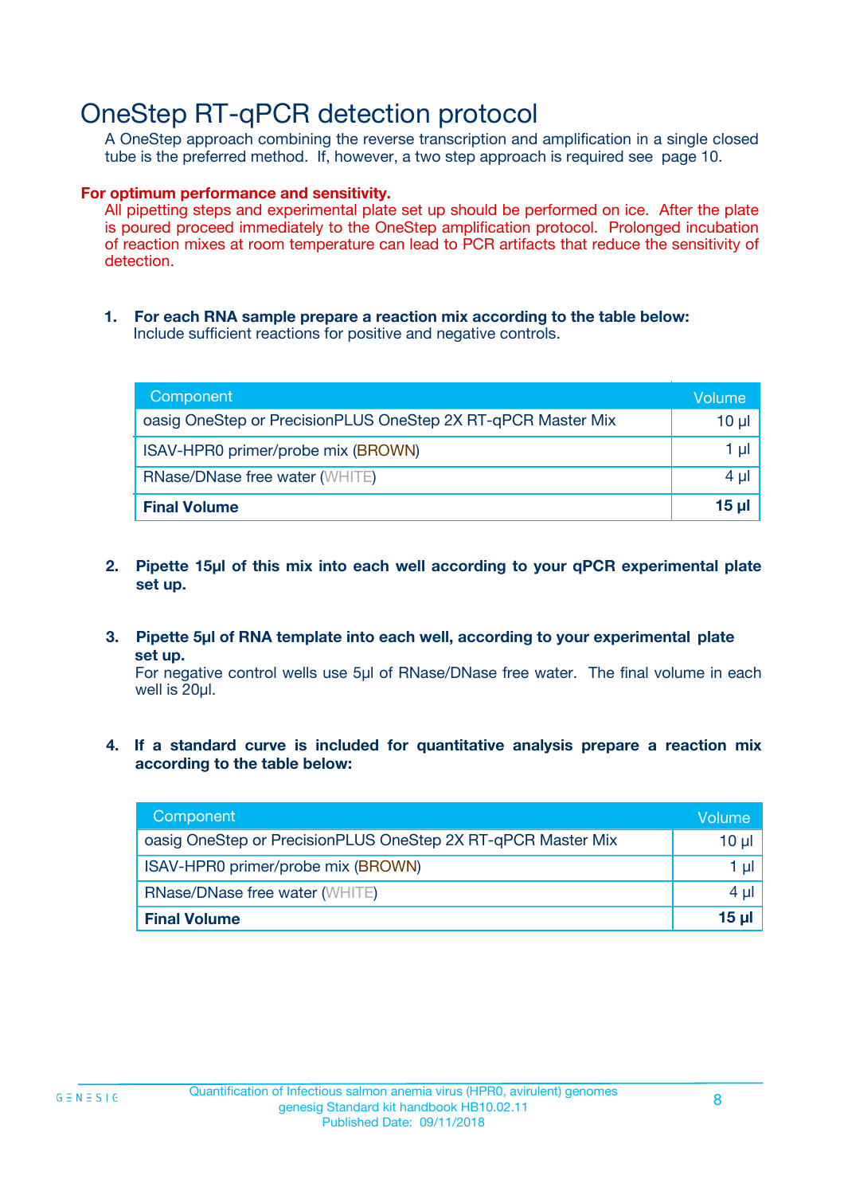# OneStep RT-qPCR detection protocol

A OneStep approach combining the reverse transcription and amplification in a single closed tube is the preferred method. If, however, a two step approach is required see page 10.

**For optimum performance and sensitivity.**

All pipetting steps and experimental plate set up should be performed on ice. After the plate is poured proceed immediately to the OneStep amplification protocol. Prolonged incubation of reaction mixes at room temperature can lead to PCR artifacts that reduce the sensitivity of detection.

1. **For each RNA sample prepare a reaction mix according to the table below:**
   Include sufficient reactions for positive and negative controls.

| Component | Volume |
|---|---|
| oasig OneStep or PrecisionPLUS OneStep 2X RT-qPCR Master Mix | 10 µl |
| ISAV-HPR0 primer/probe mix (BROWN) | 1 µl |
| RNase/DNase free water (WHITE) | 4 µl |
| **Final Volume** | **15 µl** |

2. **Pipette 15µl of this mix into each well according to your qPCR experimental plate set up.**

3. **Pipette 5µl of RNA template into each well, according to your experimental plate set up.**
   For negative control wells use 5µl of RNase/DNase free water. The final volume in each well is 20µl.

4. **If a standard curve is included for quantitative analysis prepare a reaction mix according to the table below:**

| Component | Volume |
|---|---|
| oasig OneStep or PrecisionPLUS OneStep 2X RT-qPCR Master Mix | 10 µl |
| ISAV-HPR0 primer/probe mix (BROWN) | 1 µl |
| RNase/DNase free water (WHITE) | 4 µl |
| **Final Volume** | **15 µl** |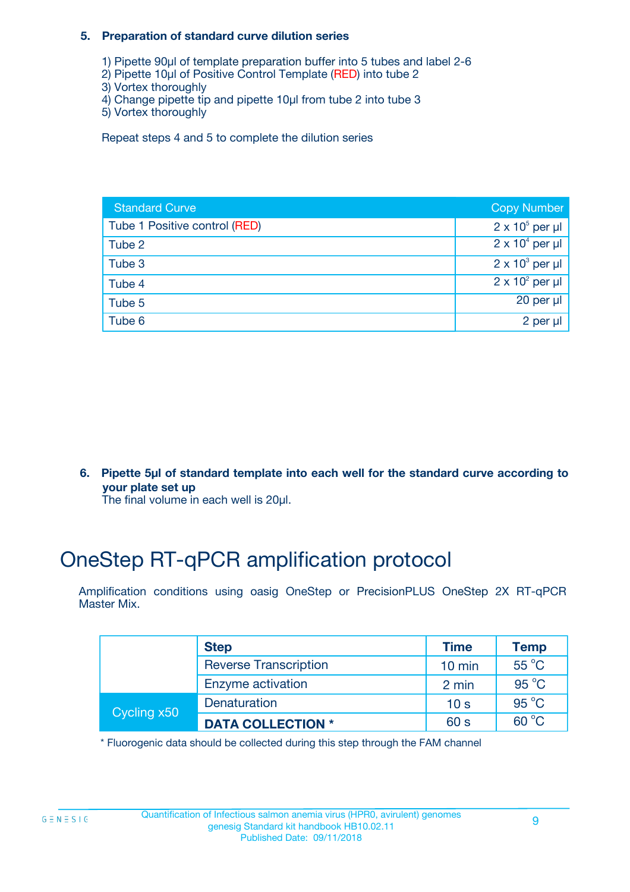### 5. Preparation of standard curve dilution series

1) Pipette 90µl of template preparation buffer into 5 tubes and label 2-6
2) Pipette 10µl of Positive Control Template (RED) into tube 2
3) Vortex thoroughly
4) Change pipette tip and pipette 10µl from tube 2 into tube 3
5) Vortex thoroughly

Repeat steps 4 and 5 to complete the dilution series

| Standard Curve | Copy Number |
|---|---|
| Tube 1 Positive control (RED) | $2 \times 10^5$ per µl |
| Tube 2 | $2 \times 10^4$ per µl |
| Tube 3 | $2 \times 10^3$ per µl |
| Tube 4 | $2 \times 10^2$ per µl |
| Tube 5 | 20 per µl |
| Tube 6 | 2 per µl |

### 6. Pipette 5µl of standard template into each well for the standard curve according to your plate set up

The final volume in each well is 20µl.

# OneStep RT-qPCR amplification protocol

Amplification conditions using oasig OneStep or PrecisionPLUS OneStep 2X RT-qPCR Master Mix.

| | Step | Time | Temp |
|---|---|---|---|
| | Reverse Transcription | 10 min | 55 °C |
| | Enzyme activation | 2 min | 95 °C |
| Cycling x50 | Denaturation | 10 s | 95 °C |
| | **DATA COLLECTION *** | 60 s | 60 °C |

* Fluorogenic data should be collected during this step through the FAM channel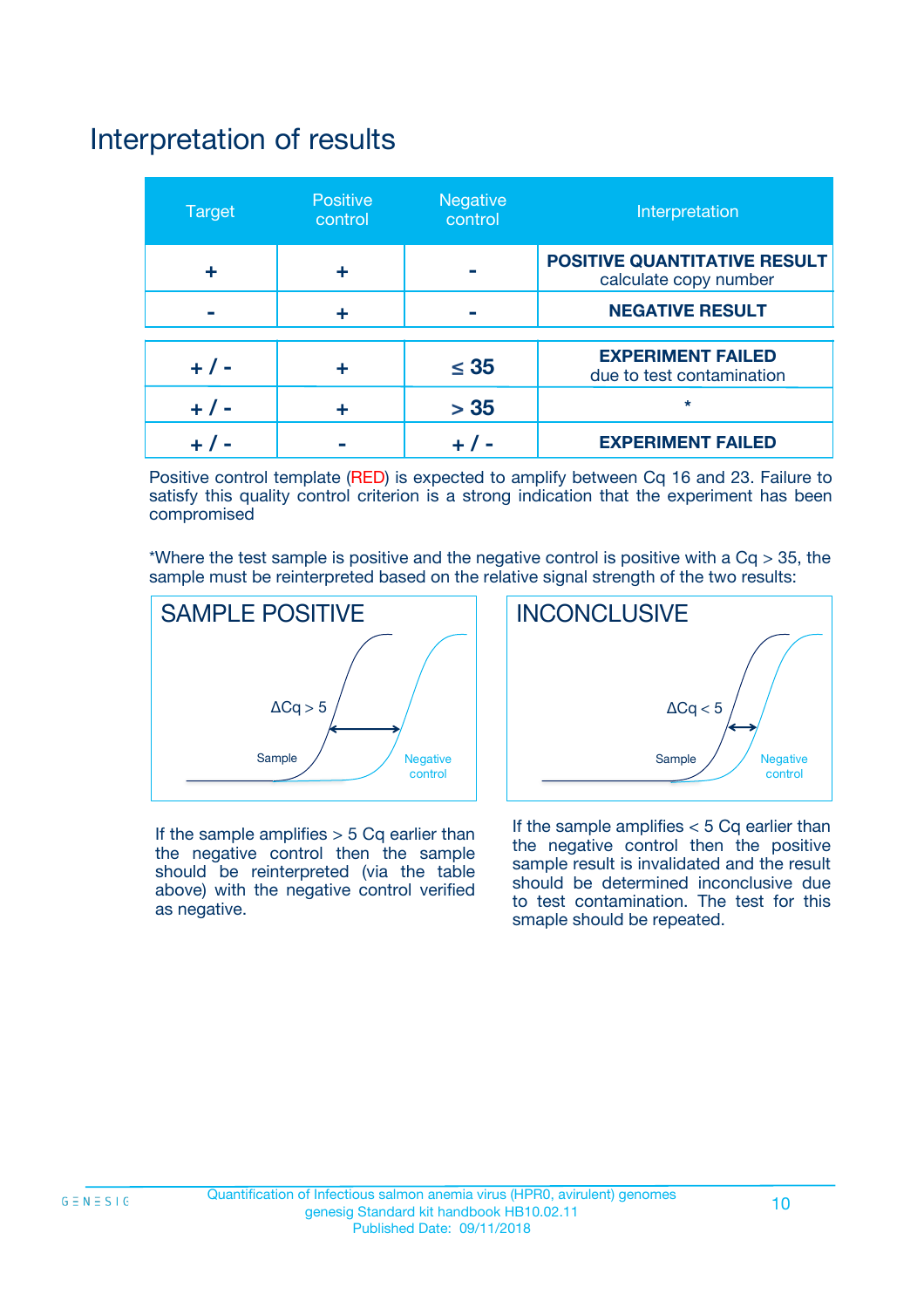# Interpretation of results

| Target | Positive control | Negative control | Interpretation |
|---|---|---|---|
| + | + | - | **POSITIVE QUANTITATIVE RESULT** calculate copy number |
| - | + | - | **NEGATIVE RESULT** |
| + / - | + | ≤ 35 | **EXPERIMENT FAILED** due to test contamination |
| + / - | + | > 35 | * |
| + / - | - | + / - | **EXPERIMENT FAILED** |

Positive control template (RED) is expected to amplify between Cq 16 and 23. Failure to satisfy this quality control criterion is a strong indication that the experiment has been compromised

*Where the test sample is positive and the negative control is positive with a Cq > 35, the sample must be reinterpreted based on the relative signal strength of the two results:

SAMPLE POSITIVE

ΔCq > 5

Sample

Negative control

If the sample amplifies > 5 Cq earlier than the negative control then the sample should be reinterpreted (via the table above) with the negative control verified as negative.

INCONCLUSIVE

ΔCq < 5

Sample

Negative control

If the sample amplifies < 5 Cq earlier than the negative control then the positive sample result is invalidated and the result should be determined inconclusive due to test contamination. The test for this smaple should be repeated.